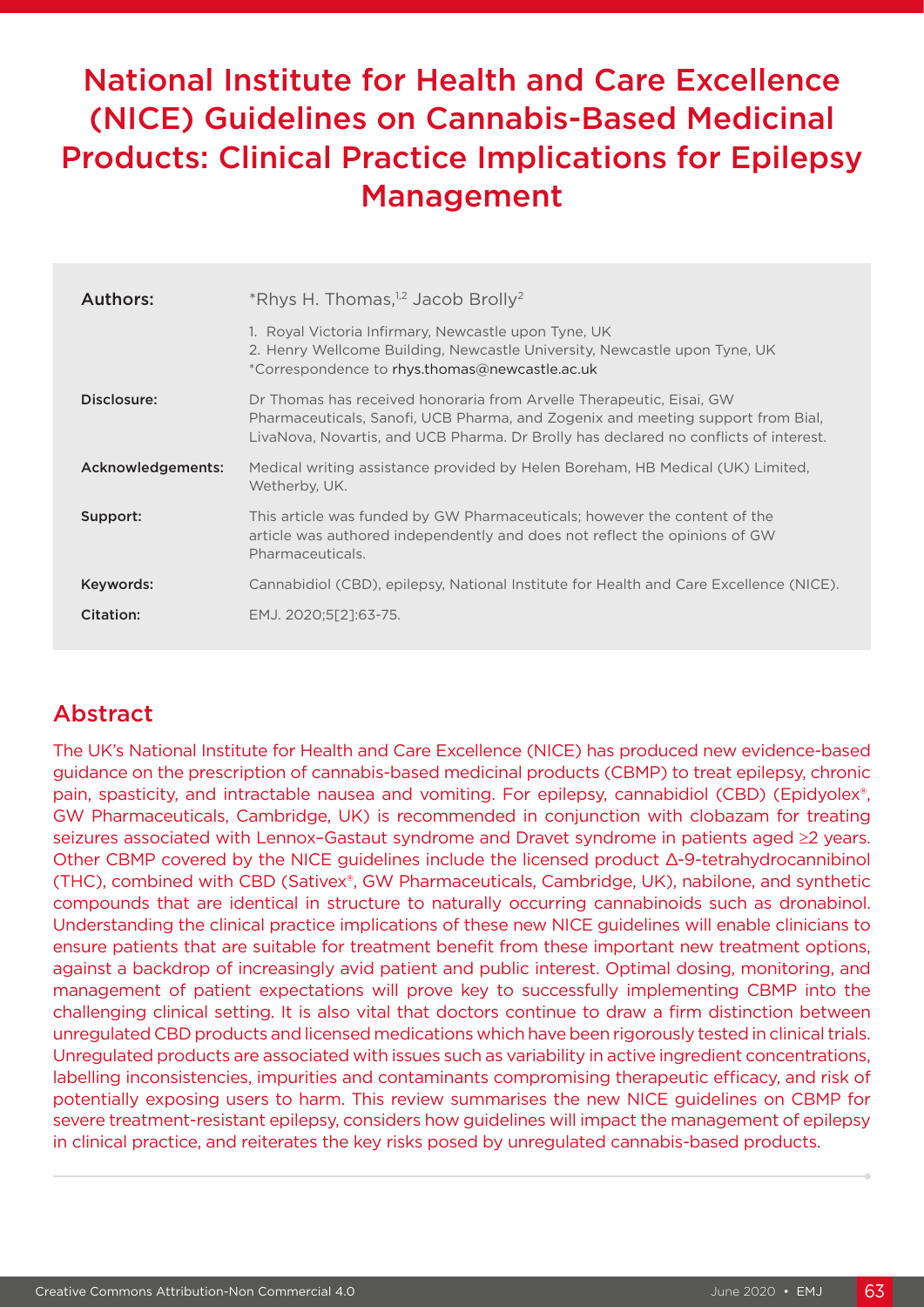# National Institute for Health and Care Excellence (NICE) Guidelines on Cannabis-Based Medicinal Products: Clinical Practice Implications for Epilepsy Management

| | |
|---|---|
| **Authors:** | *Rhys H. Thomas,[1,2] Jacob Brolly[2]<br>1. Royal Victoria Infirmary, Newcastle upon Tyne, UK<br>2. Henry Wellcome Building, Newcastle University, Newcastle upon Tyne, UK<br>*Correspondence to rhys.thomas@newcastle.ac.uk |
| **Disclosure:** | Dr Thomas has received honoraria from Arvelle Therapeutic, Eisai, GW Pharmaceuticals, Sanofi, UCB Pharma, and Zogenix and meeting support from Bial, LivaNova, Novartis, and UCB Pharma. Dr Brolly has declared no conflicts of interest. |
| **Acknowledgements:** | Medical writing assistance provided by Helen Boreham, HB Medical (UK) Limited, Wetherby, UK. |
| **Support:** | This article was funded by GW Pharmaceuticals; however the content of the article was authored independently and does not reflect the opinions of GW Pharmaceuticals. |
| **Keywords:** | Cannabidiol (CBD), epilepsy, National Institute for Health and Care Excellence (NICE). |
| **Citation:** | EMJ. 2020;5[2]:63-75. |

## Abstract

The UK's National Institute for Health and Care Excellence (NICE) has produced new evidence-based guidance on the prescription of cannabis-based medicinal products (CBMP) to treat epilepsy, chronic pain, spasticity, and intractable nausea and vomiting. For epilepsy, cannabidiol (CBD) (Epidyolex®, GW Pharmaceuticals, Cambridge, UK) is recommended in conjunction with clobazam for treating seizures associated with Lennox–Gastaut syndrome and Dravet syndrome in patients aged ≥2 years. Other CBMP covered by the NICE guidelines include the licensed product Δ-9-tetrahydrocannibinol (THC), combined with CBD (Sativex®, GW Pharmaceuticals, Cambridge, UK), nabilone, and synthetic compounds that are identical in structure to naturally occurring cannabinoids such as dronabinol. Understanding the clinical practice implications of these new NICE guidelines will enable clinicians to ensure patients that are suitable for treatment benefit from these important new treatment options, against a backdrop of increasingly avid patient and public interest. Optimal dosing, monitoring, and management of patient expectations will prove key to successfully implementing CBMP into the challenging clinical setting. It is also vital that doctors continue to draw a firm distinction between unregulated CBD products and licensed medications which have been rigorously tested in clinical trials. Unregulated products are associated with issues such as variability in active ingredient concentrations, labelling inconsistencies, impurities and contaminants compromising therapeutic efficacy, and risk of potentially exposing users to harm. This review summarises the new NICE guidelines on CBMP for severe treatment-resistant epilepsy, considers how guidelines will impact the management of epilepsy in clinical practice, and reiterates the key risks posed by unregulated cannabis-based products.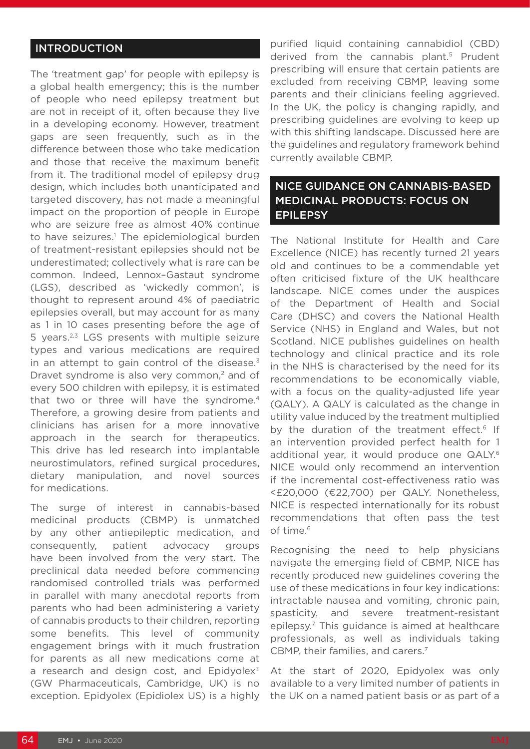## INTRODUCTION

The 'treatment gap' for people with epilepsy is a global health emergency; this is the number of people who need epilepsy treatment but are not in receipt of it, often because they live in a developing economy. However, treatment gaps are seen frequently, such as in the difference between those who take medication and those that receive the maximum benefit from it. The traditional model of epilepsy drug design, which includes both unanticipated and targeted discovery, has not made a meaningful impact on the proportion of people in Europe who are seizure free as almost 40% continue to have seizures.[1] The epidemiological burden of treatment-resistant epilepsies should not be underestimated; collectively what is rare can be common. Indeed, Lennox–Gastaut syndrome (LGS), described as 'wickedly common', is thought to represent around 4% of paediatric epilepsies overall, but may account for as many as 1 in 10 cases presenting before the age of 5 years.[2,3] LGS presents with multiple seizure types and various medications are required in an attempt to gain control of the disease.[3] Dravet syndrome is also very common,[2] and of every 500 children with epilepsy, it is estimated that two or three will have the syndrome.[4] Therefore, a growing desire from patients and clinicians has arisen for a more innovative approach in the search for therapeutics. This drive has led research into implantable neurostimulators, refined surgical procedures, dietary manipulation, and novel sources for medications.

The surge of interest in cannabis-based medicinal products (CBMP) is unmatched by any other antiepileptic medication, and consequently, patient advocacy groups have been involved from the very start. The preclinical data needed before commencing randomised controlled trials was performed in parallel with many anecdotal reports from parents who had been administering a variety of cannabis products to their children, reporting some benefits. This level of community engagement brings with it much frustration for parents as all new medications come at a research and design cost, and Epidyolex® (GW Pharmaceuticals, Cambridge, UK) is no exception. Epidyolex (Epidiolex US) is a highly purified liquid containing cannabidiol (CBD) derived from the cannabis plant.[5] Prudent prescribing will ensure that certain patients are excluded from receiving CBMP, leaving some parents and their clinicians feeling aggrieved. In the UK, the policy is changing rapidly, and prescribing guidelines are evolving to keep up with this shifting landscape. Discussed here are the guidelines and regulatory framework behind currently available CBMP.

## NICE GUIDANCE ON CANNABIS-BASED MEDICINAL PRODUCTS: FOCUS ON EPILEPSY

The National Institute for Health and Care Excellence (NICE) has recently turned 21 years old and continues to be a commendable yet often criticised fixture of the UK healthcare landscape. NICE comes under the auspices of the Department of Health and Social Care (DHSC) and covers the National Health Service (NHS) in England and Wales, but not Scotland. NICE publishes guidelines on health technology and clinical practice and its role in the NHS is characterised by the need for its recommendations to be economically viable, with a focus on the quality-adjusted life year (QALY). A QALY is calculated as the change in utility value induced by the treatment multiplied by the duration of the treatment effect.[6] If an intervention provided perfect health for 1 additional year, it would produce one QALY.[6] NICE would only recommend an intervention if the incremental cost-effectiveness ratio was <£20,000 (€22,700) per QALY. Nonetheless, NICE is respected internationally for its robust recommendations that often pass the test of time.[6]

Recognising the need to help physicians navigate the emerging field of CBMP, NICE has recently produced new guidelines covering the use of these medications in four key indications: intractable nausea and vomiting, chronic pain, spasticity, and severe treatment-resistant epilepsy.[7] This guidance is aimed at healthcare professionals, as well as individuals taking CBMP, their families, and carers.[7]

At the start of 2020, Epidyolex was only available to a very limited number of patients in the UK on a named patient basis or as part of a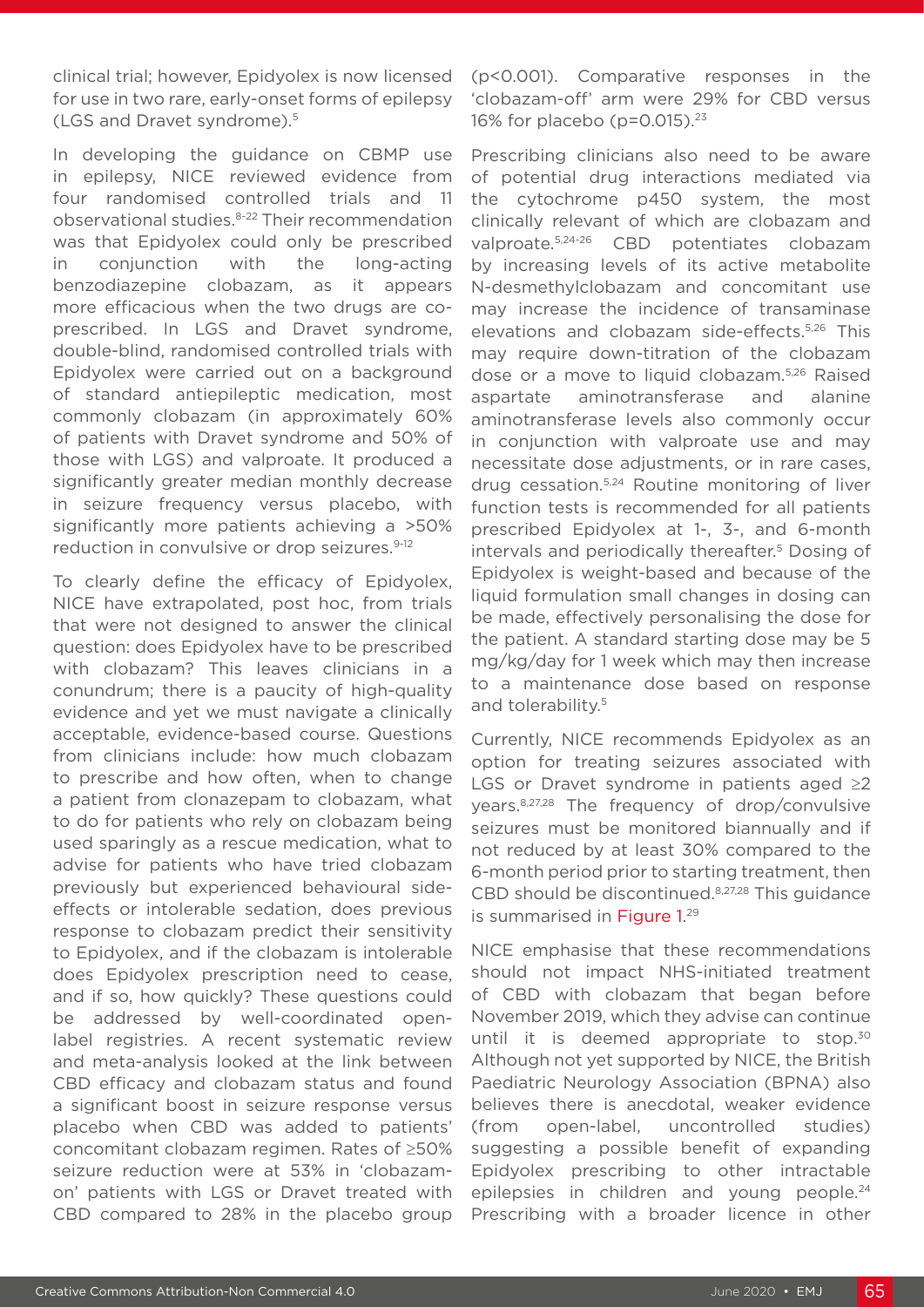clinical trial; however, Epidyolex is now licensed for use in two rare, early-onset forms of epilepsy (LGS and Dravet syndrome).[5]

In developing the guidance on CBMP use in epilepsy, NICE reviewed evidence from four randomised controlled trials and 11 observational studies.[8-22] Their recommendation was that Epidyolex could only be prescribed in conjunction with the long-acting benzodiazepine clobazam, as it appears more efficacious when the two drugs are co-prescribed. In LGS and Dravet syndrome, double-blind, randomised controlled trials with Epidyolex were carried out on a background of standard antiepileptic medication, most commonly clobazam (in approximately 60% of patients with Dravet syndrome and 50% of those with LGS) and valproate. It produced a significantly greater median monthly decrease in seizure frequency versus placebo, with significantly more patients achieving a >50% reduction in convulsive or drop seizures.[9-12]

To clearly define the efficacy of Epidyolex, NICE have extrapolated, post hoc, from trials that were not designed to answer the clinical question: does Epidyolex have to be prescribed with clobazam? This leaves clinicians in a conundrum; there is a paucity of high-quality evidence and yet we must navigate a clinically acceptable, evidence-based course. Questions from clinicians include: how much clobazam to prescribe and how often, when to change a patient from clonazepam to clobazam, what to do for patients who rely on clobazam being used sparingly as a rescue medication, what to advise for patients who have tried clobazam previously but experienced behavioural side-effects or intolerable sedation, does previous response to clobazam predict their sensitivity to Epidyolex, and if the clobazam is intolerable does Epidyolex prescription need to cease, and if so, how quickly? These questions could be addressed by well-coordinated open-label registries. A recent systematic review and meta-analysis looked at the link between CBD efficacy and clobazam status and found a significant boost in seizure response versus placebo when CBD was added to patients' concomitant clobazam regimen. Rates of ≥50% seizure reduction were at 53% in 'clobazam-on' patients with LGS or Dravet treated with CBD compared to 28% in the placebo group ($p<0.001$). Comparative responses in the 'clobazam-off' arm were 29% for CBD versus 16% for placebo ($p=0.015$).[23]

Prescribing clinicians also need to be aware of potential drug interactions mediated via the cytochrome p450 system, the most clinically relevant of which are clobazam and valproate.[5,24-26] CBD potentiates clobazam by increasing levels of its active metabolite N-desmethylclobazam and concomitant use may increase the incidence of transaminase elevations and clobazam side-effects.[5,26] This may require down-titration of the clobazam dose or a move to liquid clobazam.[5,26] Raised aspartate aminotransferase and alanine aminotransferase levels also commonly occur in conjunction with valproate use and may necessitate dose adjustments, or in rare cases, drug cessation.[5,24] Routine monitoring of liver function tests is recommended for all patients prescribed Epidyolex at 1-, 3-, and 6-month intervals and periodically thereafter.[5] Dosing of Epidyolex is weight-based and because of the liquid formulation small changes in dosing can be made, effectively personalising the dose for the patient. A standard starting dose may be 5 mg/kg/day for 1 week which may then increase to a maintenance dose based on response and tolerability.[5]

Currently, NICE recommends Epidyolex as an option for treating seizures associated with LGS or Dravet syndrome in patients aged ≥2 years.[8,27,28] The frequency of drop/convulsive seizures must be monitored biannually and if not reduced by at least 30% compared to the 6-month period prior to starting treatment, then CBD should be discontinued.[8,27,28] This guidance is summarised in Figure 1.[29]

NICE emphasise that these recommendations should not impact NHS-initiated treatment of CBD with clobazam that began before November 2019, which they advise can continue until it is deemed appropriate to stop.[30] Although not yet supported by NICE, the British Paediatric Neurology Association (BPNA) also believes there is anecdotal, weaker evidence (from open-label, uncontrolled studies) suggesting a possible benefit of expanding Epidyolex prescribing to other intractable epilepsies in children and young people.[24] Prescribing with a broader licence in other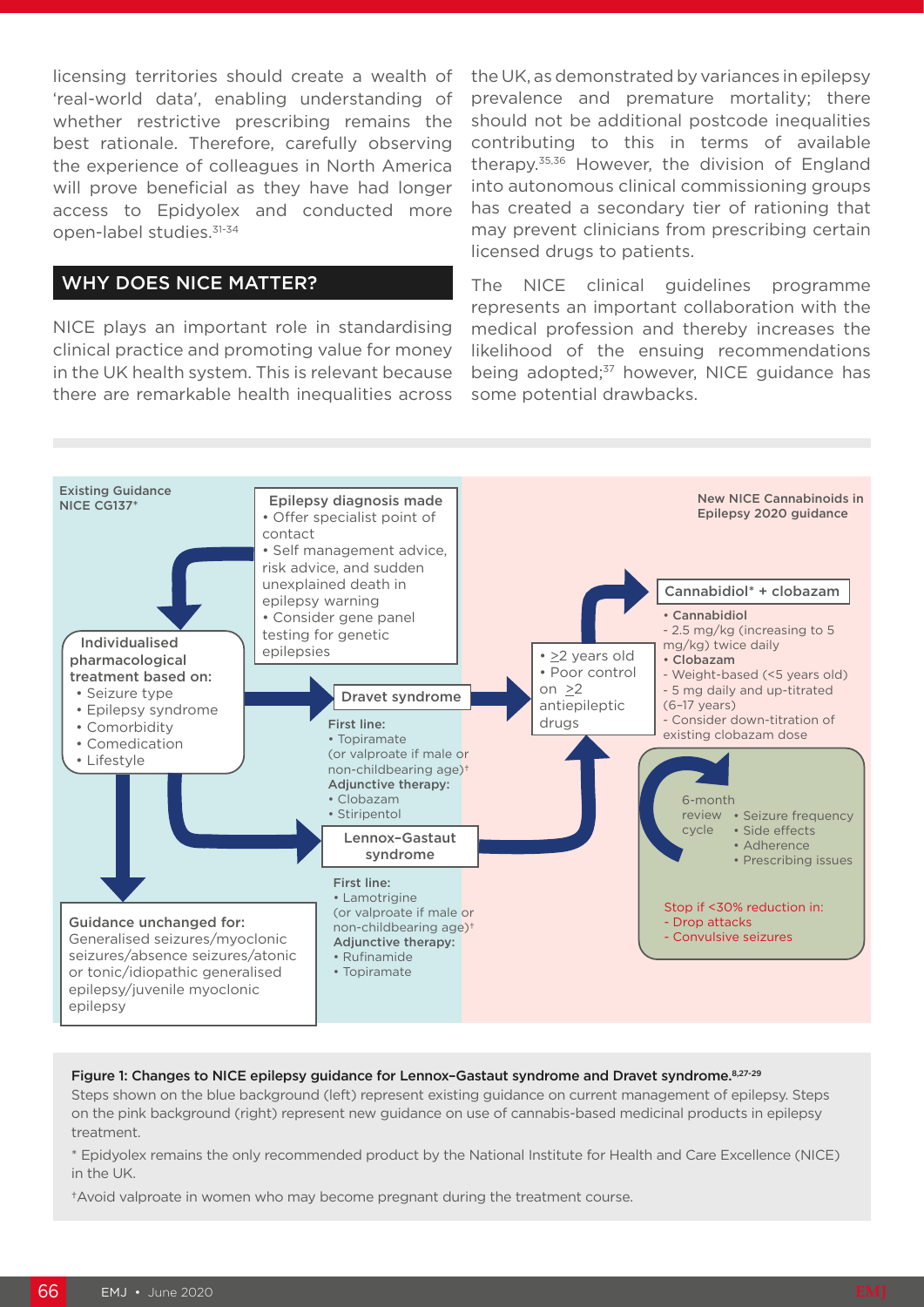licensing territories should create a wealth of 'real-world data', enabling understanding of whether restrictive prescribing remains the best rationale. Therefore, carefully observing the experience of colleagues in North America will prove beneficial as they have had longer access to Epidyolex and conducted more open-label studies.[31-34]

## WHY DOES NICE MATTER?

NICE plays an important role in standardising clinical practice and promoting value for money in the UK health system. This is relevant because there are remarkable health inequalities across the UK, as demonstrated by variances in epilepsy prevalence and premature mortality; there should not be additional postcode inequalities contributing to this in terms of available therapy.[35,36] However, the division of England into autonomous clinical commissioning groups has created a secondary tier of rationing that may prevent clinicians from prescribing certain licensed drugs to patients.

The NICE clinical guidelines programme represents an important collaboration with the medical profession and thereby increases the likelihood of the ensuing recommendations being adopted;[37] however, NICE guidance has some potential drawbacks.

Existing Guidance NICE CG137*

**Epilepsy diagnosis made**
- Offer specialist point of contact
- Self management advice, risk advice, and sudden unexplained death in epilepsy warning
- Consider gene panel testing for genetic epilepsies

**Individualised pharmacological treatment based on:**
- Seizure type
- Epilepsy syndrome
- Comorbidity
- Comedication
- Lifestyle

**Dravet syndrome**

First line:
- Topiramate
(or valproate if male or non-childbearing age)†

Adjunctive therapy:
- Clobazam
- Stiripentol

**Lennox–Gastaut syndrome**

First line:
- Lamotrigine
(or valproate if male or non-childbearing age)†

Adjunctive therapy:
- Rufinamide
- Topiramate

**Guidance unchanged for:** Generalised seizures/myoclonic seizures/absence seizures/atonic or tonic/idiopathic generalised epilepsy/juvenile myoclonic epilepsy

New NICE Cannabinoids in Epilepsy 2020 guidance

- ≥2 years old
- Poor control on ≥2 antiepileptic drugs

**Cannabidiol* + clobazam**
- **Cannabidiol**
- 2.5 mg/kg (increasing to 5 mg/kg) twice daily
- **Clobazam**
- Weight-based (<5 years old)
- 5 mg daily and up-titrated (6–17 years)
- Consider down-titration of existing clobazam dose

6-month review cycle
- Seizure frequency
- Side effects
- Adherence
- Prescribing issues

Stop if <30% reduction in:
- Drop attacks
- Convulsive seizures

**Figure 1: Changes to NICE epilepsy guidance for Lennox–Gastaut syndrome and Dravet syndrome.**[8,27-29]

Steps shown on the blue background (left) represent existing guidance on current management of epilepsy. Steps on the pink background (right) represent new guidance on use of cannabis-based medicinal products in epilepsy treatment.

\* Epidyolex remains the only recommended product by the National Institute for Health and Care Excellence (NICE) in the UK.

†Avoid valproate in women who may become pregnant during the treatment course.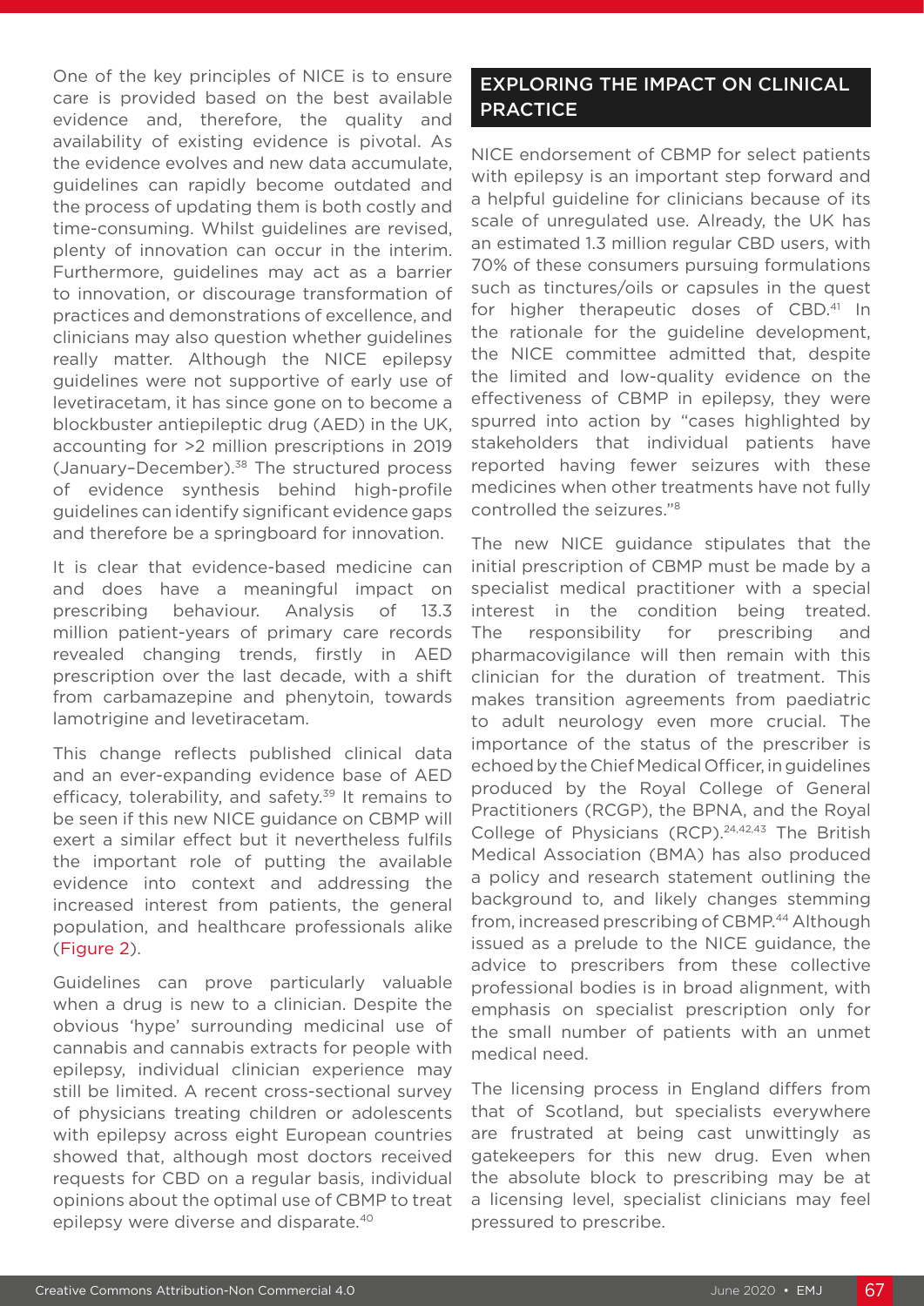One of the key principles of NICE is to ensure care is provided based on the best available evidence and, therefore, the quality and availability of existing evidence is pivotal. As the evidence evolves and new data accumulate, guidelines can rapidly become outdated and the process of updating them is both costly and time-consuming. Whilst guidelines are revised, plenty of innovation can occur in the interim. Furthermore, guidelines may act as a barrier to innovation, or discourage transformation of practices and demonstrations of excellence, and clinicians may also question whether guidelines really matter. Although the NICE epilepsy guidelines were not supportive of early use of levetiracetam, it has since gone on to become a blockbuster antiepileptic drug (AED) in the UK, accounting for >2 million prescriptions in 2019 (January–December).[38] The structured process of evidence synthesis behind high-profile guidelines can identify significant evidence gaps and therefore be a springboard for innovation.

It is clear that evidence-based medicine can and does have a meaningful impact on prescribing behaviour. Analysis of 13.3 million patient-years of primary care records revealed changing trends, firstly in AED prescription over the last decade, with a shift from carbamazepine and phenytoin, towards lamotrigine and levetiracetam.

This change reflects published clinical data and an ever-expanding evidence base of AED efficacy, tolerability, and safety.[39] It remains to be seen if this new NICE guidance on CBMP will exert a similar effect but it nevertheless fulfils the important role of putting the available evidence into context and addressing the increased interest from patients, the general population, and healthcare professionals alike (Figure 2).

Guidelines can prove particularly valuable when a drug is new to a clinician. Despite the obvious 'hype' surrounding medicinal use of cannabis and cannabis extracts for people with epilepsy, individual clinician experience may still be limited. A recent cross-sectional survey of physicians treating children or adolescents with epilepsy across eight European countries showed that, although most doctors received requests for CBD on a regular basis, individual opinions about the optimal use of CBMP to treat epilepsy were diverse and disparate.[40]

## EXPLORING THE IMPACT ON CLINICAL PRACTICE

NICE endorsement of CBMP for select patients with epilepsy is an important step forward and a helpful guideline for clinicians because of its scale of unregulated use. Already, the UK has an estimated 1.3 million regular CBD users, with 70% of these consumers pursuing formulations such as tinctures/oils or capsules in the quest for higher therapeutic doses of CBD.[41] In the rationale for the guideline development, the NICE committee admitted that, despite the limited and low-quality evidence on the effectiveness of CBMP in epilepsy, they were spurred into action by "cases highlighted by stakeholders that individual patients have reported having fewer seizures with these medicines when other treatments have not fully controlled the seizures."[8]

The new NICE guidance stipulates that the initial prescription of CBMP must be made by a specialist medical practitioner with a special interest in the condition being treated. The responsibility for prescribing and pharmacovigilance will then remain with this clinician for the duration of treatment. This makes transition agreements from paediatric to adult neurology even more crucial. The importance of the status of the prescriber is echoed by the Chief Medical Officer, in guidelines produced by the Royal College of General Practitioners (RCGP), the BPNA, and the Royal College of Physicians (RCP).[24,42,43] The British Medical Association (BMA) has also produced a policy and research statement outlining the background to, and likely changes stemming from, increased prescribing of CBMP.[44] Although issued as a prelude to the NICE guidance, the advice to prescribers from these collective professional bodies is in broad alignment, with emphasis on specialist prescription only for the small number of patients with an unmet medical need.

The licensing process in England differs from that of Scotland, but specialists everywhere are frustrated at being cast unwittingly as gatekeepers for this new drug. Even when the absolute block to prescribing may be at a licensing level, specialist clinicians may feel pressured to prescribe.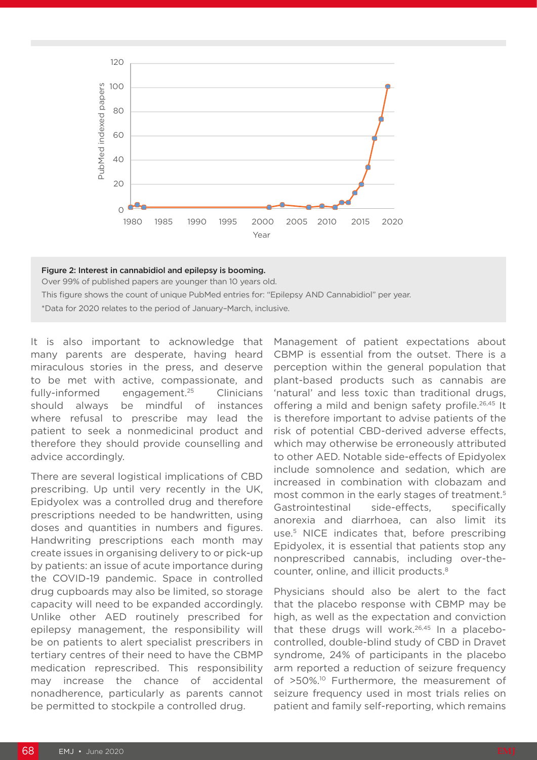Figure 2: Interest in cannabidiol and epilepsy is booming.

Over 99% of published papers are younger than 10 years old.

This figure shows the count of unique PubMed entries for: "Epilepsy AND Cannabidiol" per year.

*Data for 2020 relates to the period of January–March, inclusive.

It is also important to acknowledge that many parents are desperate, having heard miraculous stories in the press, and deserve to be met with active, compassionate, and fully-informed engagement.[25] Clinicians should always be mindful of instances where refusal to prescribe may lead the patient to seek a nonmedicinal product and therefore they should provide counselling and advice accordingly.

There are several logistical implications of CBD prescribing. Up until very recently in the UK, Epidyolex was a controlled drug and therefore prescriptions needed to be handwritten, using doses and quantities in numbers and figures. Handwriting prescriptions each month may create issues in organising delivery to or pick-up by patients: an issue of acute importance during the COVID-19 pandemic. Space in controlled drug cupboards may also be limited, so storage capacity will need to be expanded accordingly. Unlike other AED routinely prescribed for epilepsy management, the responsibility will be on patients to alert specialist prescribers in tertiary centres of their need to have the CBMP medication represcribed. This responsibility may increase the chance of accidental nonadherence, particularly as parents cannot be permitted to stockpile a controlled drug.

Management of patient expectations about CBMP is essential from the outset. There is a perception within the general population that plant-based products such as cannabis are 'natural' and less toxic than traditional drugs, offering a mild and benign safety profile.[26,45] It is therefore important to advise patients of the risk of potential CBD-derived adverse effects, which may otherwise be erroneously attributed to other AED. Notable side-effects of Epidyolex include somnolence and sedation, which are increased in combination with clobazam and most common in the early stages of treatment.[5] Gastrointestinal side-effects, specifically anorexia and diarrhoea, can also limit its use.[5] NICE indicates that, before prescribing Epidyolex, it is essential that patients stop any nonprescribed cannabis, including over-the-counter, online, and illicit products.[8]

Physicians should also be alert to the fact that the placebo response with CBMP may be high, as well as the expectation and conviction that these drugs will work.[26,45] In a placebo-controlled, double-blind study of CBD in Dravet syndrome, 24% of participants in the placebo arm reported a reduction of seizure frequency of >50%.[10] Furthermore, the measurement of seizure frequency used in most trials relies on patient and family self-reporting, which remains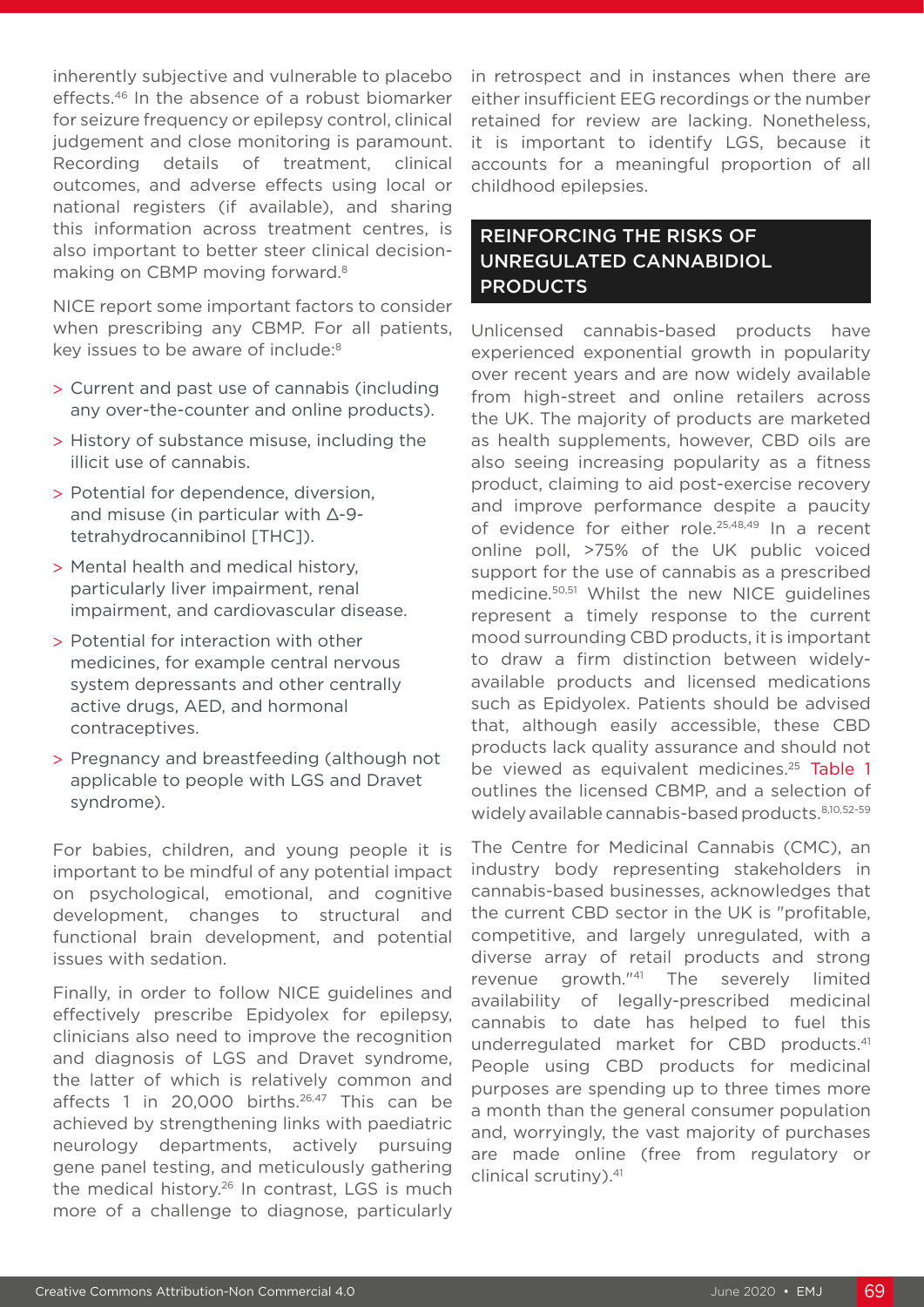inherently subjective and vulnerable to placebo effects.[46] In the absence of a robust biomarker for seizure frequency or epilepsy control, clinical judgement and close monitoring is paramount. Recording details of treatment, clinical outcomes, and adverse effects using local or national registers (if available), and sharing this information across treatment centres, is also important to better steer clinical decision-making on CBMP moving forward.[8]

NICE report some important factors to consider when prescribing any CBMP. For all patients, key issues to be aware of include:[8]

- Current and past use of cannabis (including any over-the-counter and online products).
- History of substance misuse, including the illicit use of cannabis.
- Potential for dependence, diversion, and misuse (in particular with Δ-9-tetrahydrocannibinol [THC]).
- Mental health and medical history, particularly liver impairment, renal impairment, and cardiovascular disease.
- Potential for interaction with other medicines, for example central nervous system depressants and other centrally active drugs, AED, and hormonal contraceptives.
- Pregnancy and breastfeeding (although not applicable to people with LGS and Dravet syndrome).

For babies, children, and young people it is important to be mindful of any potential impact on psychological, emotional, and cognitive development, changes to structural and functional brain development, and potential issues with sedation.

Finally, in order to follow NICE guidelines and effectively prescribe Epidyolex for epilepsy, clinicians also need to improve the recognition and diagnosis of LGS and Dravet syndrome, the latter of which is relatively common and affects 1 in 20,000 births.[26,47] This can be achieved by strengthening links with paediatric neurology departments, actively pursuing gene panel testing, and meticulously gathering the medical history.[26] In contrast, LGS is much more of a challenge to diagnose, particularly in retrospect and in instances when there are either insufficient EEG recordings or the number retained for review are lacking. Nonetheless, it is important to identify LGS, because it accounts for a meaningful proportion of all childhood epilepsies.

## REINFORCING THE RISKS OF UNREGULATED CANNABIDIOL PRODUCTS

Unlicensed cannabis-based products have experienced exponential growth in popularity over recent years and are now widely available from high-street and online retailers across the UK. The majority of products are marketed as health supplements, however, CBD oils are also seeing increasing popularity as a fitness product, claiming to aid post-exercise recovery and improve performance despite a paucity of evidence for either role.[25,48,49] In a recent online poll, >75% of the UK public voiced support for the use of cannabis as a prescribed medicine.[50,51] Whilst the new NICE guidelines represent a timely response to the current mood surrounding CBD products, it is important to draw a firm distinction between widely-available products and licensed medications such as Epidyolex. Patients should be advised that, although easily accessible, these CBD products lack quality assurance and should not be viewed as equivalent medicines.[25] Table 1 outlines the licensed CBMP, and a selection of widely available cannabis-based products.[8,10,52-59]

The Centre for Medicinal Cannabis (CMC), an industry body representing stakeholders in cannabis-based businesses, acknowledges that the current CBD sector in the UK is "profitable, competitive, and largely unregulated, with a diverse array of retail products and strong revenue growth."[41] The severely limited availability of legally-prescribed medicinal cannabis to date has helped to fuel this underregulated market for CBD products.[41] People using CBD products for medicinal purposes are spending up to three times more a month than the general consumer population and, worryingly, the vast majority of purchases are made online (free from regulatory or clinical scrutiny).[41]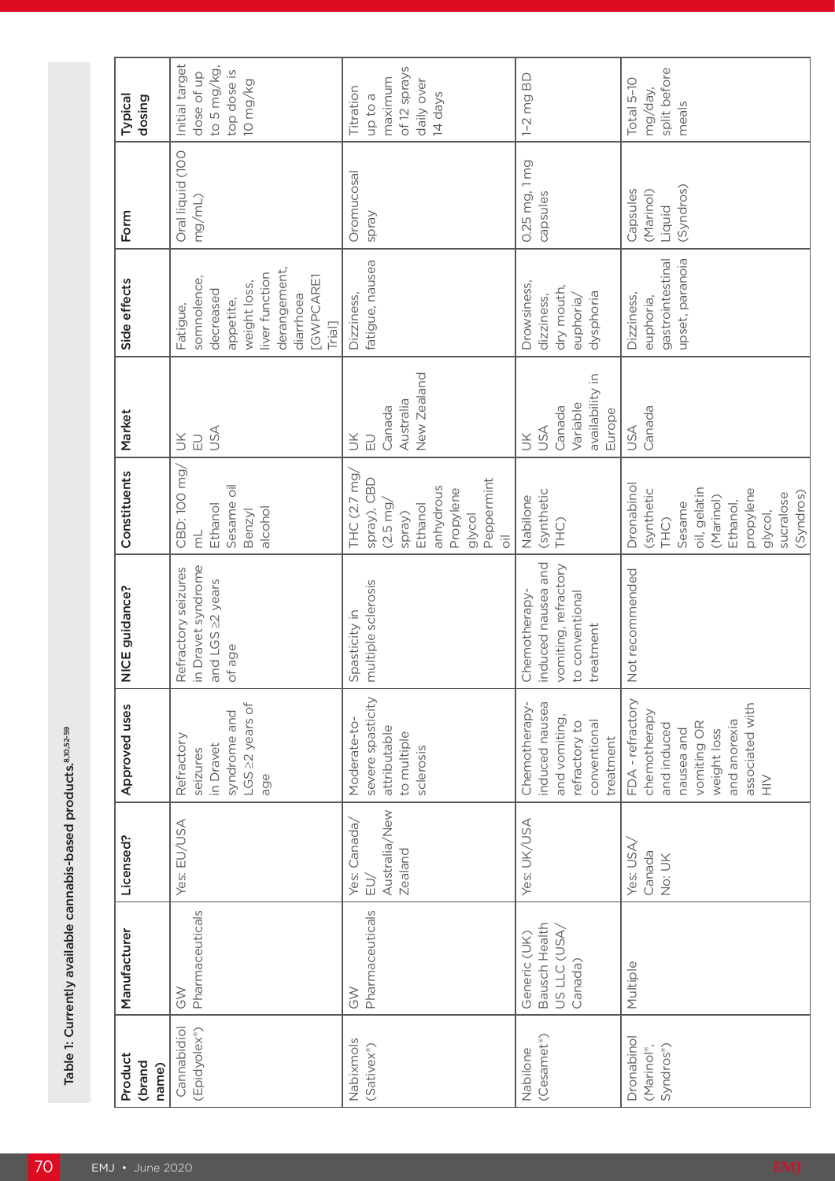Table 1: Currently available cannabis-based products.[8,10,52-59]

| Product (brand name) | Manufacturer | Licensed? | Approved uses | NICE guidance? | Constituents | Market | Side effects | Form | Typical dosing |
|---|---|---|---|---|---|---|---|---|---|
| Cannabidiol (Epidyolex®) | GW Pharmaceuticals | Yes: EU/USA | Refractory seizures in Dravet syndrome and LGS ≥2 years of age | Refractory seizures in Dravet syndrome and LGS ≥2 years of age | CBD: 100 mg/mL<br>Ethanol<br>Sesame oil<br>Benzyl alcohol | UK<br>EU<br>USA | Fatigue, somnolence, decreased appetite, weight loss, liver function derangement, diarrhoea [GWPCARE1 Trial] | Oral liquid (100 mg/mL) | Initial target dose of up to 5 mg/kg, top dose is 10 mg/kg |
| Nabiximols (Sativex®) | GW Pharmaceuticals | Yes: Canada/EU/Australia/New Zealand | Moderate-to-severe spasticity attributable to multiple sclerosis | Spasticity in multiple sclerosis | THC (2.7 mg/spray), CBD (2.5 mg/spray)<br>Ethanol anhydrous<br>Propylene glycol<br>Peppermint oil | UK<br>EU<br>Canada<br>Australia<br>New Zealand | Dizziness, fatigue, nausea | Oromucosal spray | Titration up to a maximum of 12 sprays daily over 14 days |
| Nabilone (Cesamet®) | Generic (UK)<br>Bausch Health US LLC (USA/Canada) | Yes: UK/USA | Chemotherapy-induced nausea and vomiting, refractory to conventional treatment | Chemotherapy-induced nausea and vomiting, refractory to conventional treatment | Nabilone (synthetic THC) | UK<br>USA<br>Canada<br>Variable availability in Europe | Drowsiness, dizziness, dry mouth, euphoria/dysphoria | 0.25 mg, 1 mg capsules | 1–2 mg BD |
| Dronabinol (Marinol®, Syndros®) | Multiple | Yes: USA/Canada<br>No: UK | FDA - refractory chemotherapy and induced nausea and vomiting OR weight loss and anorexia associated with HIV | Not recommended | Dronabinol (synthetic THC)<br>Sesame oil, gelatin (Marinol)<br>Ethanol, propylene glycol, sucralose (Syndros) | USA<br>Canada | Dizziness, euphoria, gastrointestinal upset, paranoia | Capsules (Marinol)<br>Liquid (Syndros) | Total 5–10 mg/day, split before meals |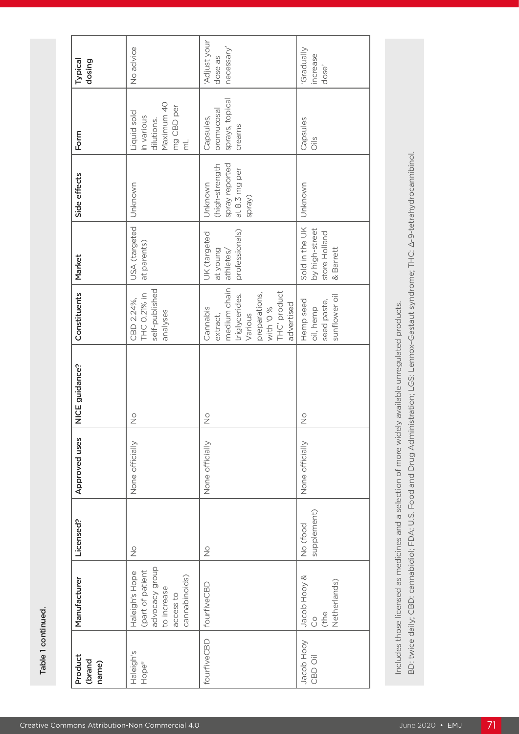Table 1 continued.

| Product (brand name) | Manufacturer | Licensed? | Approved uses | NICE guidance? | Constituents | Market | Side effects | Form | Typical dosing |
|---|---|---|---|---|---|---|---|---|---|
| Haleigh's Hope® | Haleigh's Hope (part of patient advocacy group to increase access to cannabinoids) | No | None officially | No | CBD 2.24%, THC 0.21% in self-published analyses | USA (targeted at parents) | Unknown | Liquid sold in various dilutions. Maximum 40 mg CBD per mL | No advice |
| fourfiveCBD | fourfiveCBD | No | None officially | No | Cannabis extract, medium chain triglycerides. Various preparations, with '0 % THC' product advertised | UK (targeted at young athletes/ professionals) | Unknown (high-strength spray reported at 8.3 mg per spray) | Capsules, oromucosal sprays, topical creams | 'Adjust your dose as necessary' |
| Jacob Hooy CBD Oil | Jacob Hooy & Co (the Netherlands) | No (food supplement) | None officially | No | Hemp seed oil, hemp seed paste, sunflower oil | Sold in the UK by high-street store Holland & Barrett | Unknown | Capsules Oils | 'Gradually increase dose' |

Includes those licensed as medicines and a selection of more widely available unregulated products.

BD: twice daily; CBD: cannabidiol; FDA: U.S. Food and Drug Administration; LGS: Lennox-Gastaut syndrome; THC: Δ-9-tetrahydrocannibinol.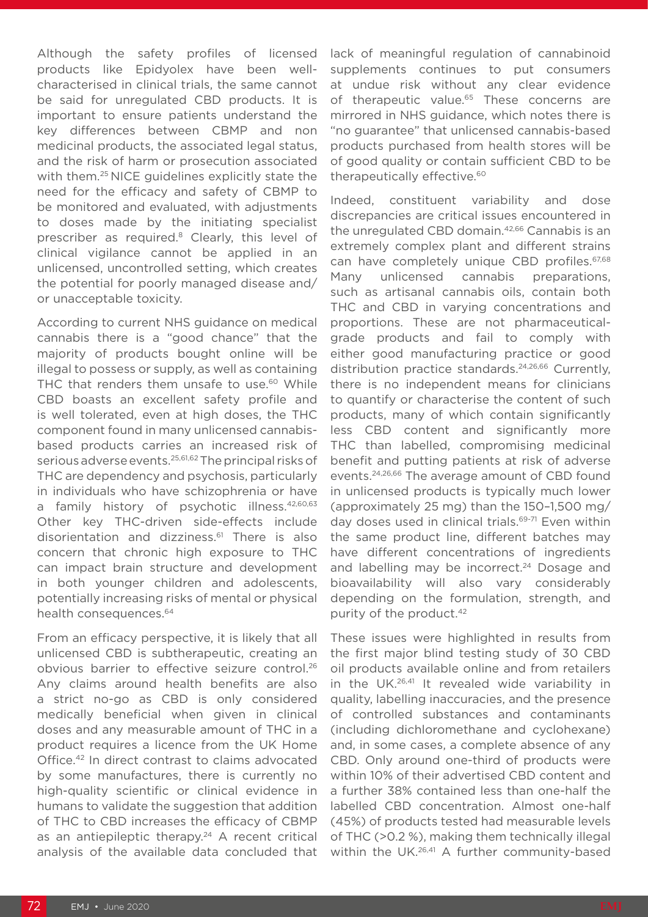Although the safety profiles of licensed products like Epidyolex have been well-characterised in clinical trials, the same cannot be said for unregulated CBD products. It is important to ensure patients understand the key differences between CBMP and non medicinal products, the associated legal status, and the risk of harm or prosecution associated with them.[25] NICE guidelines explicitly state the need for the efficacy and safety of CBMP to be monitored and evaluated, with adjustments to doses made by the initiating specialist prescriber as required.[8] Clearly, this level of clinical vigilance cannot be applied in an unlicensed, uncontrolled setting, which creates the potential for poorly managed disease and/or unacceptable toxicity.

According to current NHS guidance on medical cannabis there is a "good chance" that the majority of products bought online will be illegal to possess or supply, as well as containing THC that renders them unsafe to use.[60] While CBD boasts an excellent safety profile and is well tolerated, even at high doses, the THC component found in many unlicensed cannabis-based products carries an increased risk of serious adverse events.[25,61,62] The principal risks of THC are dependency and psychosis, particularly in individuals who have schizophrenia or have a family history of psychotic illness.[42,60,63] Other key THC-driven side-effects include disorientation and dizziness.[61] There is also concern that chronic high exposure to THC can impact brain structure and development in both younger children and adolescents, potentially increasing risks of mental or physical health consequences.[64]

From an efficacy perspective, it is likely that all unlicensed CBD is subtherapeutic, creating an obvious barrier to effective seizure control.[26] Any claims around health benefits are also a strict no-go as CBD is only considered medically beneficial when given in clinical doses and any measurable amount of THC in a product requires a licence from the UK Home Office.[42] In direct contrast to claims advocated by some manufactures, there is currently no high-quality scientific or clinical evidence in humans to validate the suggestion that addition of THC to CBD increases the efficacy of CBMP as an antiepileptic therapy.[24] A recent critical analysis of the available data concluded that lack of meaningful regulation of cannabinoid supplements continues to put consumers at undue risk without any clear evidence of therapeutic value.[65] These concerns are mirrored in NHS guidance, which notes there is "no guarantee" that unlicensed cannabis-based products purchased from health stores will be of good quality or contain sufficient CBD to be therapeutically effective.[60]

Indeed, constituent variability and dose discrepancies are critical issues encountered in the unregulated CBD domain.[42,66] Cannabis is an extremely complex plant and different strains can have completely unique CBD profiles.[67,68] Many unlicensed cannabis preparations, such as artisanal cannabis oils, contain both THC and CBD in varying concentrations and proportions. These are not pharmaceutical-grade products and fail to comply with either good manufacturing practice or good distribution practice standards.[24,26,66] Currently, there is no independent means for clinicians to quantify or characterise the content of such products, many of which contain significantly less CBD content and significantly more THC than labelled, compromising medicinal benefit and putting patients at risk of adverse events.[24,26,66] The average amount of CBD found in unlicensed products is typically much lower (approximately 25 mg) than the 150–1,500 mg/day doses used in clinical trials.[69-71] Even within the same product line, different batches may have different concentrations of ingredients and labelling may be incorrect.[24] Dosage and bioavailability will also vary considerably depending on the formulation, strength, and purity of the product.[42]

These issues were highlighted in results from the first major blind testing study of 30 CBD oil products available online and from retailers in the UK.[26,41] It revealed wide variability in quality, labelling inaccuracies, and the presence of controlled substances and contaminants (including dichloromethane and cyclohexane) and, in some cases, a complete absence of any CBD. Only around one-third of products were within 10% of their advertised CBD content and a further 38% contained less than one-half the labelled CBD concentration. Almost one-half (45%) of products tested had measurable levels of THC (>0.2 %), making them technically illegal within the UK.[26,41] A further community-based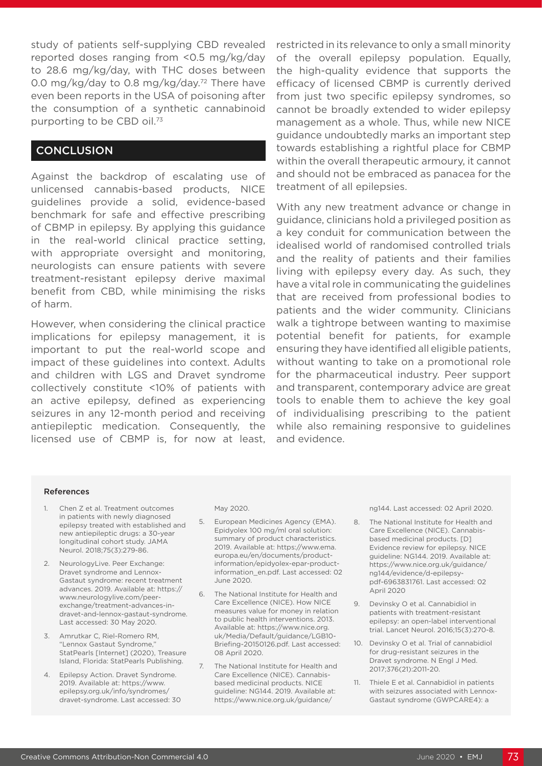study of patients self-supplying CBD revealed reported doses ranging from <0.5 mg/kg/day to 28.6 mg/kg/day, with THC doses between 0.0 mg/kg/day to 0.8 mg/kg/day.[72] There have even been reports in the USA of poisoning after the consumption of a synthetic cannabinoid purporting to be CBD oil.[73]

## CONCLUSION

Against the backdrop of escalating use of unlicensed cannabis-based products, NICE guidelines provide a solid, evidence-based benchmark for safe and effective prescribing of CBMP in epilepsy. By applying this guidance in the real-world clinical practice setting, with appropriate oversight and monitoring, neurologists can ensure patients with severe treatment-resistant epilepsy derive maximal benefit from CBD, while minimising the risks of harm.

However, when considering the clinical practice implications for epilepsy management, it is important to put the real-world scope and impact of these guidelines into context. Adults and children with LGS and Dravet syndrome collectively constitute <10% of patients with an active epilepsy, defined as experiencing seizures in any 12-month period and receiving antiepileptic medication. Consequently, the licensed use of CBMP is, for now at least, restricted in its relevance to only a small minority of the overall epilepsy population. Equally, the high-quality evidence that supports the efficacy of licensed CBMP is currently derived from just two specific epilepsy syndromes, so cannot be broadly extended to wider epilepsy management as a whole. Thus, while new NICE guidance undoubtedly marks an important step towards establishing a rightful place for CBMP within the overall therapeutic armoury, it cannot and should not be embraced as panacea for the treatment of all epilepsies.

With any new treatment advance or change in guidance, clinicians hold a privileged position as a key conduit for communication between the idealised world of randomised controlled trials and the reality of patients and their families living with epilepsy every day. As such, they have a vital role in communicating the guidelines that are received from professional bodies to patients and the wider community. Clinicians walk a tightrope between wanting to maximise potential benefit for patients, for example ensuring they have identified all eligible patients, without wanting to take on a promotional role for the pharmaceutical industry. Peer support and transparent, contemporary advice are great tools to enable them to achieve the key goal of individualising prescribing to the patient while also remaining responsive to guidelines and evidence.

#### References

1. Chen Z et al. Treatment outcomes in patients with newly diagnosed epilepsy treated with established and new antiepileptic drugs: a 30-year longitudinal cohort study. JAMA Neurol. 2018;75(3):279-86.
2. NeurologyLive. Peer Exchange: Dravet syndrome and Lennox-Gastaut syndrome: recent treatment advances. 2019. Available at: https://www.neurologylive.com/peer-exchange/treatment-advances-in-dravet-and-lennox-gastaut-syndrome. Last accessed: 30 May 2020.
3. Amrutkar C, Riel-Romero RM, "Lennox Gastaut Syndrome," StatPearls [Internet] (2020), Treasure Island, Florida: StatPearls Publishing.
4. Epilepsy Action. Dravet Syndrome. 2019. Available at: https://www.epilepsy.org.uk/info/syndromes/dravet-syndrome. Last accessed: 30 May 2020.
5. European Medicines Agency (EMA). Epidyolex 100 mg/ml oral solution: summary of product characteristics. 2019. Available at: https://www.ema.europa.eu/en/documents/product-information/epidyolex-epar-product-information_en.pdf. Last accessed: 02 June 2020.
6. The National Institute for Health and Care Excellence (NICE). How NICE measures value for money in relation to public health interventions. 2013. Available at: https://www.nice.org.uk/Media/Default/guidance/LGB10-Briefing-20150126.pdf. Last accessed: 08 April 2020.
7. The National Institute for Health and Care Excellence (NICE). Cannabis-based medicinal products. NICE guideline: NG144. 2019. Available at: https://www.nice.org.uk/guidance/ng144. Last accessed: 02 April 2020.
8. The National Institute for Health and Care Excellence (NICE). Cannabis-based medicinal products. [D] Evidence review for epilepsy. NICE guideline: NG144. 2019. Available at: https://www.nice.org.uk/guidance/ng144/evidence/d-epilepsy-pdf-6963831761. Last accessed: 02 April 2020
9. Devinsky O et al. Cannabidiol in patients with treatment-resistant epilepsy: an open-label interventional trial. Lancet Neurol. 2016;15(3):270-8.
10. Devinsky O et al. Trial of cannabidiol for drug-resistant seizures in the Dravet syndrome. N Engl J Med. 2017;376(21):2011-20.
11. Thiele E et al. Cannabidiol in patients with seizures associated with Lennox-Gastaut syndrome (GWPCARE4): a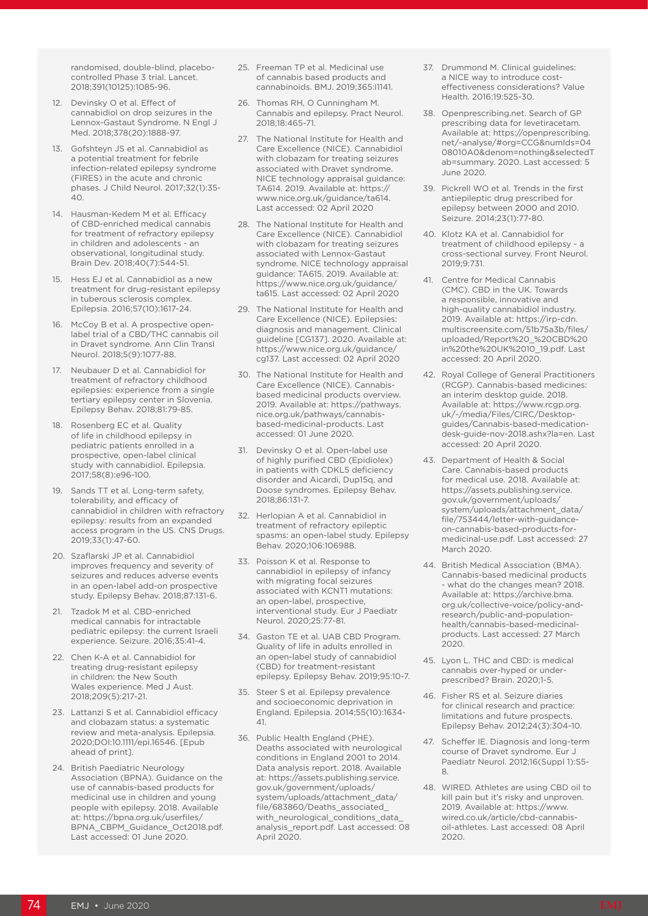randomised, double-blind, placebo-controlled Phase 3 trial. Lancet. 2018;391(10125):1085-96.

12. Devinsky O et al. Effect of cannabidiol on drop seizures in the Lennox-Gastaut Syndrome. N Engl J Med. 2018;378(20):1888-97.
13. Gofshteyn JS et al. Cannabidiol as a potential treatment for febrile infection-related epilepsy syndrome (FIRES) in the acute and chronic phases. J Child Neurol. 2017;32(1):35-40.
14. Hausman-Kedem M et al. Efficacy of CBD-enriched medical cannabis for treatment of refractory epilepsy in children and adolescents - an observational, longitudinal study. Brain Dev. 2018;40(7):544-51.
15. Hess EJ et al. Cannabidiol as a new treatment for drug-resistant epilepsy in tuberous sclerosis complex. Epilepsia. 2016;57(10):1617-24.
16. McCoy B et al. A prospective open-label trial of a CBD/THC cannabis oil in Dravet syndrome. Ann Clin Transl Neurol. 2018;5(9):1077-88.
17. Neubauer D et al. Cannabidiol for treatment of refractory childhood epilepsies: experience from a single tertiary epilepsy center in Slovenia. Epilepsy Behav. 2018;81:79-85.
18. Rosenberg EC et al. Quality of life in childhood epilepsy in pediatric patients enrolled in a prospective, open-label clinical study with cannabidiol. Epilepsia. 2017;58(8):e96-100.
19. Sands TT et al. Long-term safety, tolerability, and efficacy of cannabidiol in children with refractory epilepsy: results from an expanded access program in the US. CNS Drugs. 2019;33(1):47-60.
20. Szaflarski JP et al. Cannabidiol improves frequency and severity of seizures and reduces adverse events in an open-label add-on prospective study. Epilepsy Behav. 2018;87:131-6.
21. Tzadok M et al. CBD-enriched medical cannabis for intractable pediatric epilepsy: the current Israeli experience. Seizure. 2016;35:41-4.
22. Chen K-A et al. Cannabidiol for treating drug-resistant epilepsy in children: the New South Wales experience. Med J Aust. 2018;209(5):217-21.
23. Lattanzi S et al. Cannabidiol efficacy and clobazam status: a systematic review and meta-analysis. Epilepsia. 2020;DOI:10.1111/epi.16546. [Epub ahead of print].
24. British Paediatric Neurology Association (BPNA). Guidance on the use of cannabis-based products for medicinal use in children and young people with epilepsy. 2018. Available at: https://bpna.org.uk/userfiles/BPNA_CBPM_Guidance_Oct2018.pdf. Last accessed: 01 June 2020.
25. Freeman TP et al. Medicinal use of cannabis based products and cannabinoids. BMJ. 2019;365:l1141.
26. Thomas RH, O Cunningham M. Cannabis and epilepsy. Pract Neurol. 2018;18:465-71.
27. The National Institute for Health and Care Excellence (NICE). Cannabidiol with clobazam for treating seizures associated with Dravet syndrome. NICE technology appraisal guidance: TA614. 2019. Available at: https://www.nice.org.uk/guidance/ta614. Last accessed: 02 April 2020
28. The National Institute for Health and Care Excellence (NICE). Cannabidiol with clobazam for treating seizures associated with Lennox-Gastaut syndrome. NICE technology appraisal guidance: TA615. 2019. Available at: https://www.nice.org.uk/guidance/ta615. Last accessed: 02 April 2020
29. The National Institute for Health and Care Excellence (NICE). Epilepsies: diagnosis and management. Clinical guideline [CG137]. 2020. Available at: https://www.nice.org.uk/guidance/cg137. Last accessed: 02 April 2020
30. The National Institute for Health and Care Excellence (NICE). Cannabis-based medicinal products overview. 2019. Available at: https://pathways.nice.org.uk/pathways/cannabis-based-medicinal-products. Last accessed: 01 June 2020.
31. Devinsky O et al. Open-label use of highly purified CBD (Epidiolex) in patients with CDKL5 deficiency disorder and Aicardi, Dup15q, and Doose syndromes. Epilepsy Behav. 2018;86:131-7.
32. Herlopian A et al. Cannabidiol in treatment of refractory epileptic spasms: an open-label study. Epilepsy Behav. 2020;106:106988.
33. Poisson K et al. Response to cannabidiol in epilepsy of infancy with migrating focal seizures associated with KCNT1 mutations: an open-label, prospective, interventional study. Eur J Paediatr Neurol. 2020;25:77-81.
34. Gaston TE et al. UAB CBD Program. Quality of life in adults enrolled in an open-label study of cannabidiol (CBD) for treatment-resistant epilepsy. Epilepsy Behav. 2019;95:10-7.
35. Steer S et al. Epilepsy prevalence and socioeconomic deprivation in England. Epilepsia. 2014;55(10):1634-41.
36. Public Health England (PHE). Deaths associated with neurological conditions in England 2001 to 2014. Data analysis report. 2018. Available at: https://assets.publishing.service.gov.uk/government/uploads/system/uploads/attachment_data/file/683860/Deaths_associated_with_neurological_conditions_data_analysis_report.pdf. Last accessed: 08 April 2020.
37. Drummond M. Clinical guidelines: a NICE way to introduce cost-effectiveness considerations? Value Health. 2016;19:525-30.
38. Openprescribing.net. Search of GP prescribing data for levetiracetam. Available at: https://openprescribing.net/-analyse/#org=CCG&numIds=0408010A0&denom=nothing&selectedTab=summary. 2020. Last accessed: 5 June 2020.
39. Pickrell WO et al. Trends in the first antiepileptic drug prescribed for epilepsy between 2000 and 2010. Seizure. 2014;23(1):77-80.
40. Klotz KA et al. Cannabidiol for treatment of childhood epilepsy - a cross-sectional survey. Front Neurol. 2019;9:731.
41. Centre for Medical Cannabis (CMC). CBD in the UK. Towards a responsible, innovative and high-quality cannabidiol industry. 2019. Available at: https://irp-cdn.multiscreensite.com/51b75a3b/files/uploaded/Report%20_%20CBD%20in%20the%20UK%2010_19.pdf. Last accessed: 20 April 2020.
42. Royal College of General Practitioners (RCGP). Cannabis-based medicines: an interim desktop guide. 2018. Available at: https://www.rcgp.org.uk/-/media/Files/CIRC/Desktop-guides/Cannabis-based-medication-desk-guide-nov-2018.ashx?la=en. Last accessed: 20 April 2020.
43. Department of Health & Social Care. Cannabis-based products for medical use. 2018. Available at: https://assets.publishing.service.gov.uk/government/uploads/system/uploads/attachment_data/file/753444/letter-with-guidance-on-cannabis-based-products-for-medicinal-use.pdf. Last accessed: 27 March 2020.
44. British Medical Association (BMA). Cannabis-based medicinal products - what do the changes mean? 2018. Available at: https://archive.bma.org.uk/collective-voice/policy-and-research/public-and-population-health/cannabis-based-medicinal-products. Last accessed: 27 March 2020.
45. Lyon L. THC and CBD: is medical cannabis over-hyped or under-prescribed? Brain. 2020;1-5.
46. Fisher RS et al. Seizure diaries for clinical research and practice: limitations and future prospects. Epilepsy Behav. 2012;24(3):304-10.
47. Scheffer IE. Diagnosis and long-term course of Dravet syndrome. Eur J Paediatr Neurol. 2012;16(Suppl 1):S5-8.
48. WIRED. Athletes are using CBD oil to kill pain but it's risky and unproven. 2019. Available at: https://www.wired.co.uk/article/cbd-cannabis-oil-athletes. Last accessed: 08 April 2020.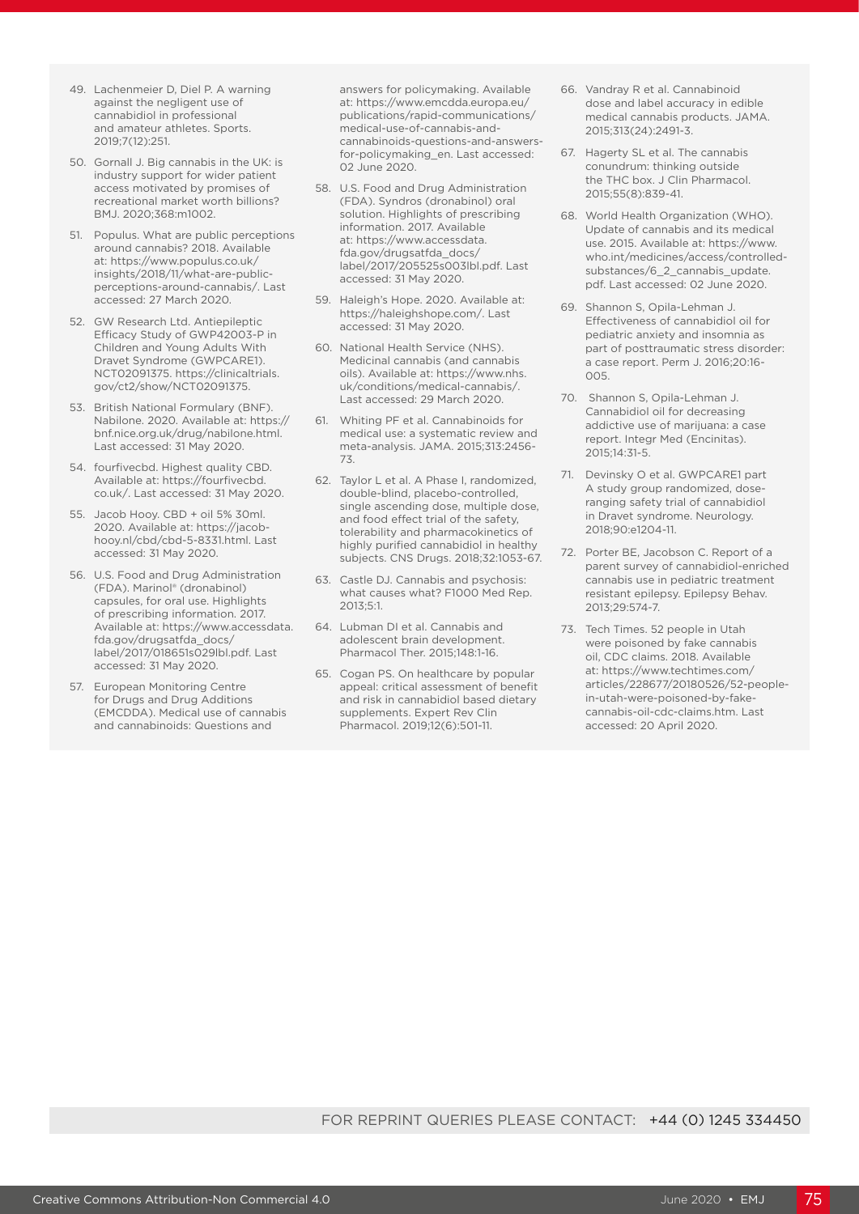49. Lachenmeier D, Diel P. A warning against the negligent use of cannabidiol in professional and amateur athletes. Sports. 2019;7(12):251.
50. Gornall J. Big cannabis in the UK: is industry support for wider patient access motivated by promises of recreational market worth billions? BMJ. 2020;368:m1002.
51. Populus. What are public perceptions around cannabis? 2018. Available at: https://www.populus.co.uk/insights/2018/11/what-are-public-perceptions-around-cannabis/. Last accessed: 27 March 2020.
52. GW Research Ltd. Antiepileptic Efficacy Study of GWP42003-P in Children and Young Adults With Dravet Syndrome (GWPCARE1). NCT02091375. https://clinicaltrials.gov/ct2/show/NCT02091375.
53. British National Formulary (BNF). Nabilone. 2020. Available at: https://bnf.nice.org.uk/drug/nabilone.html. Last accessed: 31 May 2020.
54. fourfivecbd. Highest quality CBD. Available at: https://fourfivecbd.co.uk/. Last accessed: 31 May 2020.
55. Jacob Hooy. CBD + oil 5% 30ml. 2020. Available at: https://jacob-hooy.nl/cbd/cbd-5-8331.html. Last accessed: 31 May 2020.
56. U.S. Food and Drug Administration (FDA). Marinol® (dronabinol) capsules, for oral use. Highlights of prescribing information. 2017. Available at: https://www.accessdata.fda.gov/drugsatfda_docs/label/2017/018651s029lbl.pdf. Last accessed: 31 May 2020.
57. European Monitoring Centre for Drugs and Drug Additions (EMCDDA). Medical use of cannabis and cannabinoids: Questions and answers for policymaking. Available at: https://www.emcdda.europa.eu/publications/rapid-communications/medical-use-of-cannabis-and-cannabinoids-questions-and-answers-for-policymaking_en. Last accessed: 02 June 2020.
58. U.S. Food and Drug Administration (FDA). Syndros (dronabinol) oral solution. Highlights of prescribing information. 2017. Available at: https://www.accessdata.fda.gov/drugsatfda_docs/label/2017/205525s003lbl.pdf. Last accessed: 31 May 2020.
59. Haleigh's Hope. 2020. Available at: https://haleighshope.com/. Last accessed: 31 May 2020.
60. National Health Service (NHS). Medicinal cannabis (and cannabis oils). Available at: https://www.nhs.uk/conditions/medical-cannabis/. Last accessed: 29 March 2020.
61. Whiting PF et al. Cannabinoids for medical use: a systematic review and meta-analysis. JAMA. 2015;313:2456-73.
62. Taylor L et al. A Phase I, randomized, double-blind, placebo-controlled, single ascending dose, multiple dose, and food effect trial of the safety, tolerability and pharmacokinetics of highly purified cannabidiol in healthy subjects. CNS Drugs. 2018;32:1053-67.
63. Castle DJ. Cannabis and psychosis: what causes what? F1000 Med Rep. 2013;5:1.
64. Lubman DI et al. Cannabis and adolescent brain development. Pharmacol Ther. 2015;148:1-16.
65. Cogan PS. On healthcare by popular appeal: critical assessment of benefit and risk in cannabidiol based dietary supplements. Expert Rev Clin Pharmacol. 2019;12(6):501-11.
66. Vandray R et al. Cannabinoid dose and label accuracy in edible medical cannabis products. JAMA. 2015;313(24):2491-3.
67. Hagerty SL et al. The cannabis conundrum: thinking outside the THC box. J Clin Pharmacol. 2015;55(8):839-41.
68. World Health Organization (WHO). Update of cannabis and its medical use. 2015. Available at: https://www.who.int/medicines/access/controlled-substances/6_2_cannabis_update.pdf. Last accessed: 02 June 2020.
69. Shannon S, Opila-Lehman J. Effectiveness of cannabidiol oil for pediatric anxiety and insomnia as part of posttraumatic stress disorder: a case report. Perm J. 2016;20:16-005.
70. Shannon S, Opila-Lehman J. Cannabidiol oil for decreasing addictive use of marijuana: a case report. Integr Med (Encinitas). 2015;14:31-5.
71. Devinsky O et al. GWPCARE1 part A study group randomized, dose-ranging safety trial of cannabidiol in Dravet syndrome. Neurology. 2018;90:e1204-11.
72. Porter BE, Jacobson C. Report of a parent survey of cannabidiol-enriched cannabis use in pediatric treatment resistant epilepsy. Epilepsy Behav. 2013;29:574-7.
73. Tech Times. 52 people in Utah were poisoned by fake cannabis oil, CDC claims. 2018. Available at: https://www.techtimes.com/articles/228677/20180526/52-people-in-utah-were-poisoned-by-fake-cannabis-oil-cdc-claims.htm. Last accessed: 20 April 2020.

FOR REPRINT QUERIES PLEASE CONTACT: +44 (0) 1245 334450